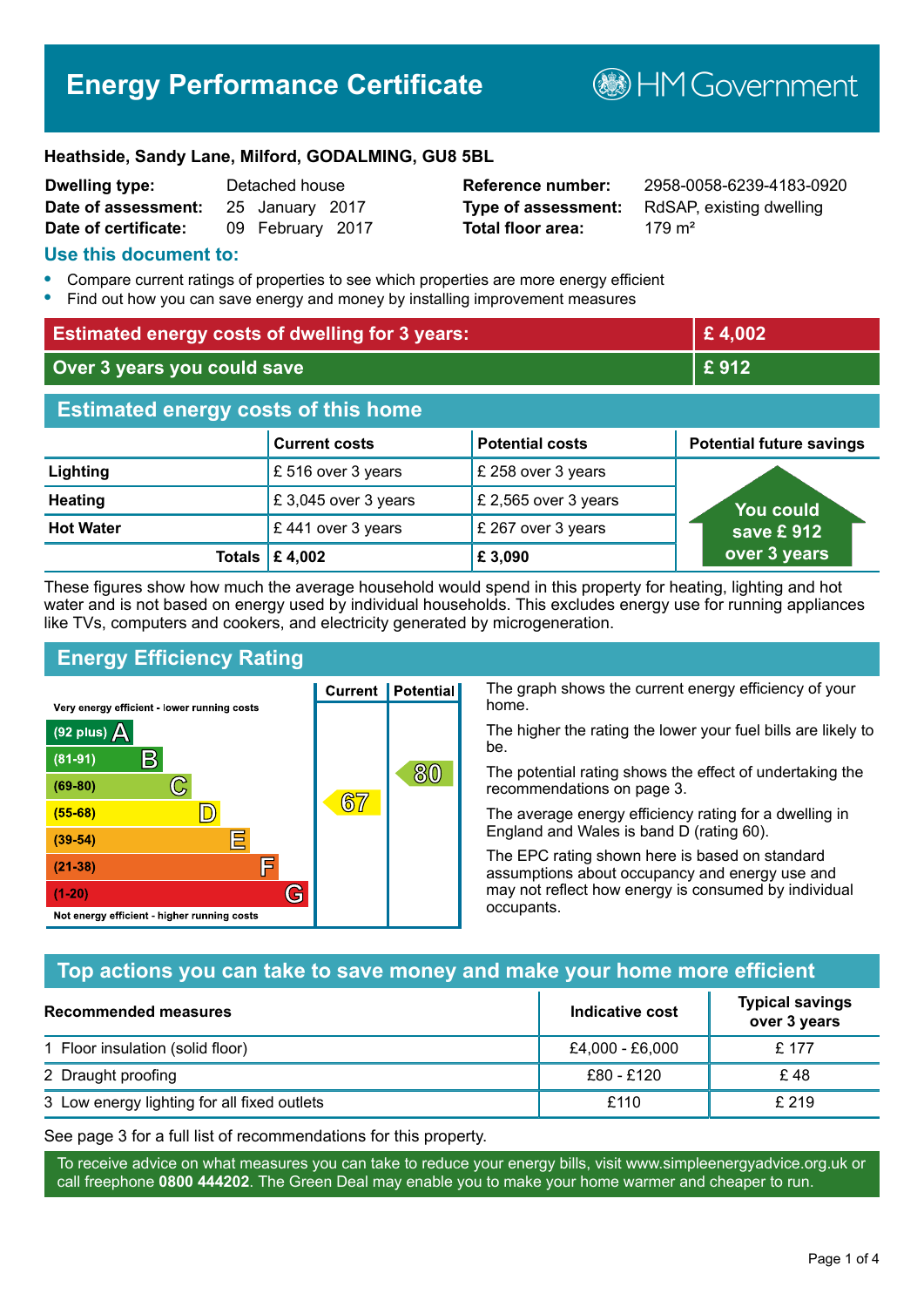# Energy Performance Certificate

HM Government

**Heathside, Sandy Lane, Milford, GODALMING, GU8 5BL**

| | | | |
|---|---|---|---|
| **Dwelling type:** | Detached house | **Reference number:** | 2958-0058-6239-4183-0920 |
| **Date of assessment:** | 25 January 2017 | **Type of assessment:** | RdSAP, existing dwelling |
| **Date of certificate:** | 09 February 2017 | **Total floor area:** | 179 m² |

## Use this document to:

- Compare current ratings of properties to see which properties are more energy efficient
- Find out how you can save energy and money by installing improvement measures

| | |
|---|---|
| **Estimated energy costs of dwelling for 3 years:** | **£ 4,002** |
| **Over 3 years you could save** | **£ 912** |

## Estimated energy costs of this home

| | Current costs | Potential costs | Potential future savings |
|---|---|---|---|
| **Lighting** | £ 516 over 3 years | £ 258 over 3 years | You could save £ 912 over 3 years |
| **Heating** | £ 3,045 over 3 years | £ 2,565 over 3 years | |
| **Hot Water** | £ 441 over 3 years | £ 267 over 3 years | |
| **Totals** | **£ 4,002** | **£ 3,090** | |

These figures show how much the average household would spend in this property for heating, lighting and hot water and is not based on energy used by individual households. This excludes energy use for running appliances like TVs, computers and cookers, and electricity generated by microgeneration.

## Energy Efficiency Rating

Current | Potential

Very energy efficient - lower running costs

(92 plus) A

(81-91) B

(69-80) C

(55-68) D

(39-54) E

(21-38) F

(1-20) G

Not energy efficient - higher running costs

67

80

The graph shows the current energy efficiency of your home.

The higher the rating the lower your fuel bills are likely to be.

The potential rating shows the effect of undertaking the recommendations on page 3.

The average energy efficiency rating for a dwelling in England and Wales is band D (rating 60).

The EPC rating shown here is based on standard assumptions about occupancy and energy use and may not reflect how energy is consumed by individual occupants.

## Top actions you can take to save money and make your home more efficient

| Recommended measures | Indicative cost | Typical savings over 3 years |
|---|---|---|
| 1 Floor insulation (solid floor) | £4,000 - £6,000 | £ 177 |
| 2 Draught proofing | £80 - £120 | £ 48 |
| 3 Low energy lighting for all fixed outlets | £110 | £ 219 |

See page 3 for a full list of recommendations for this property.

To receive advice on what measures you can take to reduce your energy bills, visit www.simpleenergyadvice.org.uk or call freephone **0800 444202**. The Green Deal may enable you to make your home warmer and cheaper to run.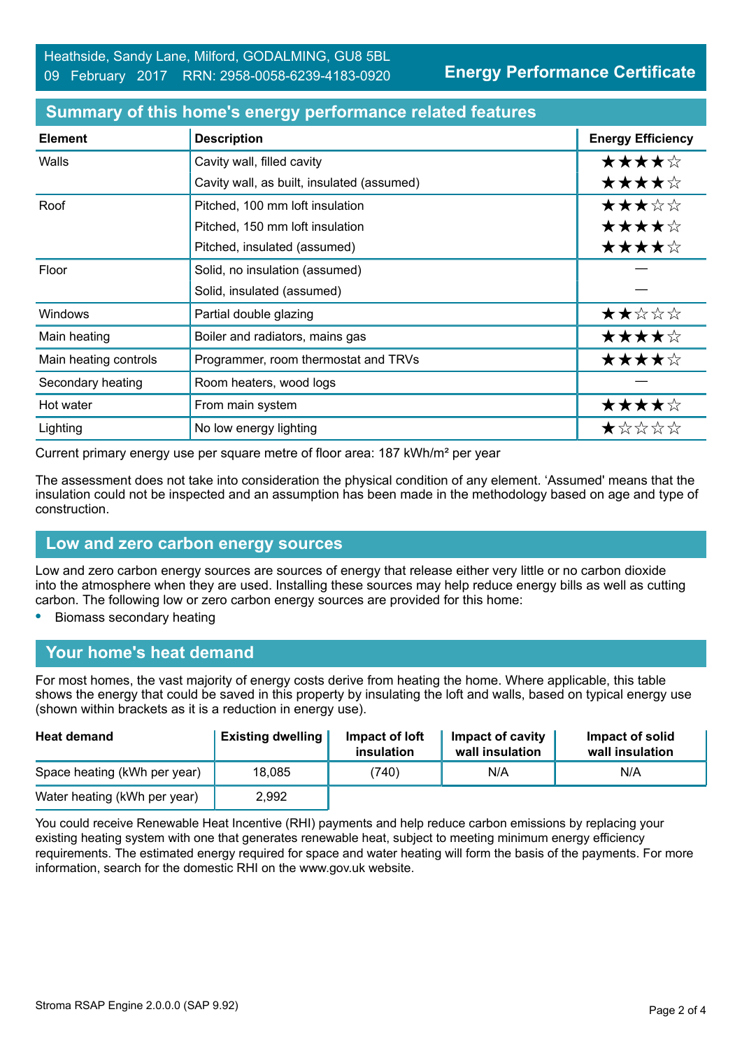Heathside, Sandy Lane, Milford, GODALMING, GU8 5BL
09 February 2017 RRN: 2958-0058-6239-4183-0920

**Energy Performance Certificate**

## Summary of this home's energy performance related features

| Element | Description | Energy Efficiency |
|---|---|---|
| Walls | Cavity wall, filled cavity | ★★★★☆ |
| | Cavity wall, as built, insulated (assumed) | ★★★★☆ |
| Roof | Pitched, 100 mm loft insulation | ★★★☆☆ |
| | Pitched, 150 mm loft insulation | ★★★★☆ |
| | Pitched, insulated (assumed) | ★★★★☆ |
| Floor | Solid, no insulation (assumed) | — |
| | Solid, insulated (assumed) | — |
| Windows | Partial double glazing | ★★☆☆☆ |
| Main heating | Boiler and radiators, mains gas | ★★★★☆ |
| Main heating controls | Programmer, room thermostat and TRVs | ★★★★☆ |
| Secondary heating | Room heaters, wood logs | — |
| Hot water | From main system | ★★★★☆ |
| Lighting | No low energy lighting | ★☆☆☆☆ |

Current primary energy use per square metre of floor area: 187 kWh/m² per year

The assessment does not take into consideration the physical condition of any element. 'Assumed' means that the insulation could not be inspected and an assumption has been made in the methodology based on age and type of construction.

## Low and zero carbon energy sources

Low and zero carbon energy sources are sources of energy that release either very little or no carbon dioxide into the atmosphere when they are used. Installing these sources may help reduce energy bills as well as cutting carbon. The following low or zero carbon energy sources are provided for this home:

- Biomass secondary heating

## Your home's heat demand

For most homes, the vast majority of energy costs derive from heating the home. Where applicable, this table shows the energy that could be saved in this property by insulating the loft and walls, based on typical energy use (shown within brackets as it is a reduction in energy use).

| Heat demand | Existing dwelling | Impact of loft insulation | Impact of cavity wall insulation | Impact of solid wall insulation |
|---|---|---|---|---|
| Space heating (kWh per year) | 18,085 | (740) | N/A | N/A |
| Water heating (kWh per year) | 2,992 | | | |

You could receive Renewable Heat Incentive (RHI) payments and help reduce carbon emissions by replacing your existing heating system with one that generates renewable heat, subject to meeting minimum energy efficiency requirements. The estimated energy required for space and water heating will form the basis of the payments. For more information, search for the domestic RHI on the www.gov.uk website.

Stroma RSAP Engine 2.0.0.0 (SAP 9.92)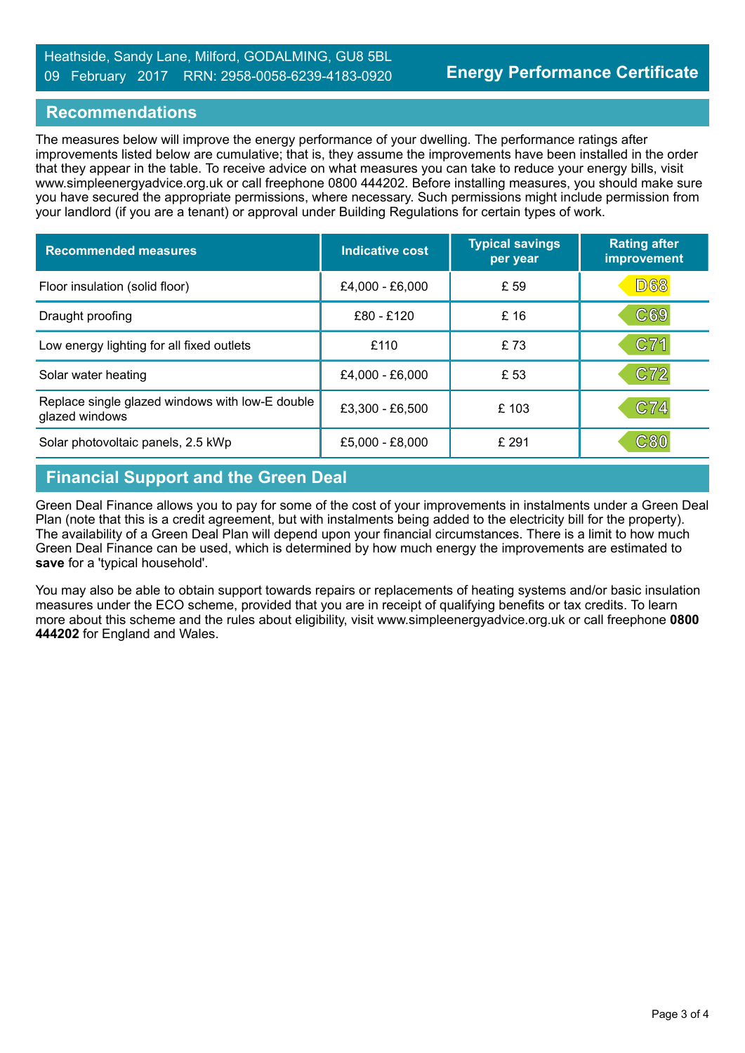Heathside, Sandy Lane, Milford, GODALMING, GU8 5BL
09 February 2017 RRN: 2958-0058-6239-4183-0920

**Energy Performance Certificate**

## Recommendations

The measures below will improve the energy performance of your dwelling. The performance ratings after improvements listed below are cumulative; that is, they assume the improvements have been installed in the order that they appear in the table. To receive advice on what measures you can take to reduce your energy bills, visit www.simpleenergyadvice.org.uk or call freephone 0800 444202. Before installing measures, you should make sure you have secured the appropriate permissions, where necessary. Such permissions might include permission from your landlord (if you are a tenant) or approval under Building Regulations for certain types of work.

| Recommended measures | Indicative cost | Typical savings per year | Rating after improvement |
|---|---|---|---|
| Floor insulation (solid floor) | £4,000 - £6,000 | £ 59 | D68 |
| Draught proofing | £80 - £120 | £ 16 | C69 |
| Low energy lighting for all fixed outlets | £110 | £ 73 | C71 |
| Solar water heating | £4,000 - £6,000 | £ 53 | C72 |
| Replace single glazed windows with low-E double glazed windows | £3,300 - £6,500 | £ 103 | C74 |
| Solar photovoltaic panels, 2.5 kWp | £5,000 - £8,000 | £ 291 | C80 |

## Financial Support and the Green Deal

Green Deal Finance allows you to pay for some of the cost of your improvements in instalments under a Green Deal Plan (note that this is a credit agreement, but with instalments being added to the electricity bill for the property). The availability of a Green Deal Plan will depend upon your financial circumstances. There is a limit to how much Green Deal Finance can be used, which is determined by how much energy the improvements are estimated to **save** for a 'typical household'.

You may also be able to obtain support towards repairs or replacements of heating systems and/or basic insulation measures under the ECO scheme, provided that you are in receipt of qualifying benefits or tax credits. To learn more about this scheme and the rules about eligibility, visit www.simpleenergyadvice.org.uk or call freephone **0800 444202** for England and Wales.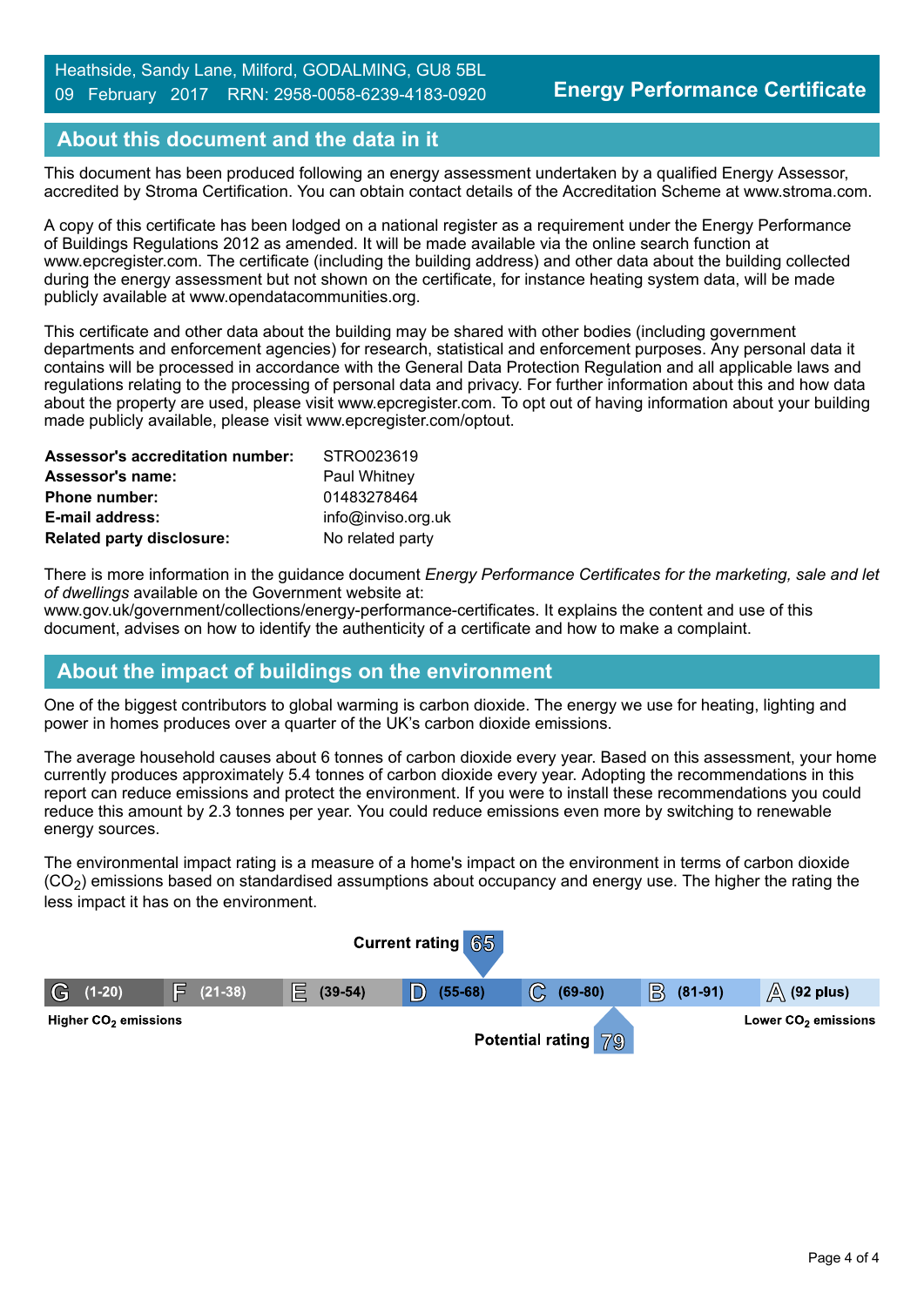Heathside, Sandy Lane, Milford, GODALMING, GU8 5BL
09 February 2017 RRN: 2958-0058-6239-4183-0920

**Energy Performance Certificate**

## About this document and the data in it

This document has been produced following an energy assessment undertaken by a qualified Energy Assessor, accredited by Stroma Certification. You can obtain contact details of the Accreditation Scheme at www.stroma.com.

A copy of this certificate has been lodged on a national register as a requirement under the Energy Performance of Buildings Regulations 2012 as amended. It will be made available via the online search function at www.epcregister.com. The certificate (including the building address) and other data about the building collected during the energy assessment but not shown on the certificate, for instance heating system data, will be made publicly available at www.opendatacommunities.org.

This certificate and other data about the building may be shared with other bodies (including government departments and enforcement agencies) for research, statistical and enforcement purposes. Any personal data it contains will be processed in accordance with the General Data Protection Regulation and all applicable laws and regulations relating to the processing of personal data and privacy. For further information about this and how data about the property are used, please visit www.epcregister.com. To opt out of having information about your building made publicly available, please visit www.epcregister.com/optout.

| | |
|---|---|
| **Assessor's accreditation number:** | STRO023619 |
| **Assessor's name:** | Paul Whitney |
| **Phone number:** | 01483278464 |
| **E-mail address:** | info@inviso.org.uk |
| **Related party disclosure:** | No related party |

There is more information in the guidance document *Energy Performance Certificates for the marketing, sale and let of dwellings* available on the Government website at: www.gov.uk/government/collections/energy-performance-certificates. It explains the content and use of this document, advises on how to identify the authenticity of a certificate and how to make a complaint.

## About the impact of buildings on the environment

One of the biggest contributors to global warming is carbon dioxide. The energy we use for heating, lighting and power in homes produces over a quarter of the UK's carbon dioxide emissions.

The average household causes about 6 tonnes of carbon dioxide every year. Based on this assessment, your home currently produces approximately 5.4 tonnes of carbon dioxide every year. Adopting the recommendations in this report can reduce emissions and protect the environment. If you were to install these recommendations you could reduce this amount by 2.3 tonnes per year. You could reduce emissions even more by switching to renewable energy sources.

The environmental impact rating is a measure of a home's impact on the environment in terms of carbon dioxide ($CO_2$) emissions based on standardised assumptions about occupancy and energy use. The higher the rating the less impact it has on the environment.

Current rating 65

G (1-20) F (21-38) E (39-54) D (55-68) C (69-80) B (81-91) A (92 plus)

Higher $CO_2$ emissions

Lower $CO_2$ emissions

Potential rating 79